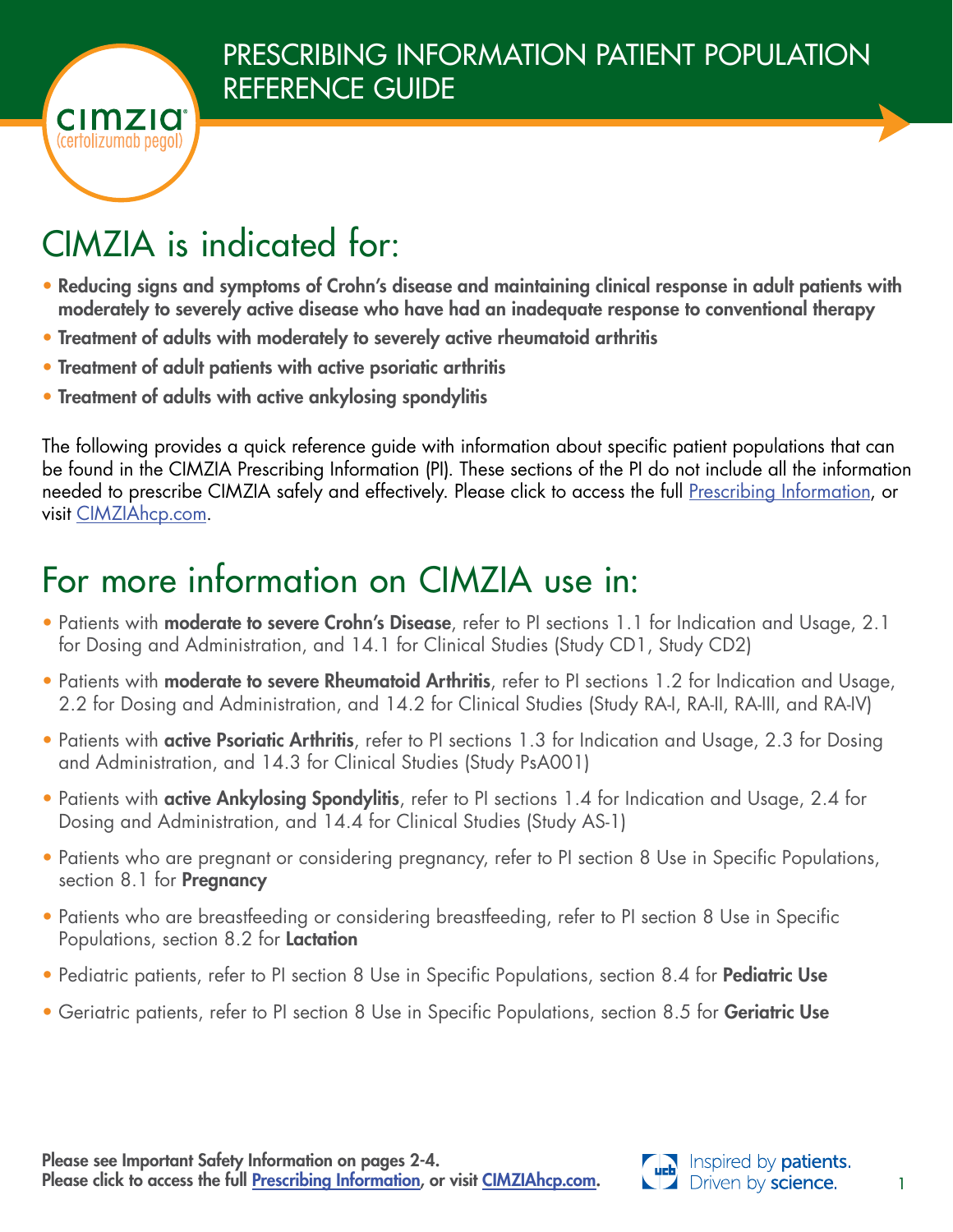# PRESCRIBING INFORMATION PATIENT POPULATION REFERENCE GUIDE

**CIMZIA (certolizumab pegol)**

## CIMZIA is indicated for:

- **Reducing signs and symptoms of Crohn's disease and maintaining clinical response in adult patients with moderately to severely active disease who have had an inadequate response to conventional therapy**
- **Treatment of adults with moderately to severely active rheumatoid arthritis**
- **Treatment of adult patients with active psoriatic arthritis**
- **Treatment of adults with active ankylosing spondylitis**

The following provides a quick reference guide with information about specific patient populations that can be found in the CIMZIA Prescribing Information (PI). These sections of the PI do not include all the information needed to prescribe CIMZIA safely and effectively. Please click to access the full Prescribing Information, or visit CIMZIAhcp.com.

## For more information on CIMZIA use in:

- Patients with **moderate to severe Crohn's Disease**, refer to PI sections 1.1 for Indication and Usage, 2.1 for Dosing and Administration, and 14.1 for Clinical Studies (Study CD1, Study CD2)
- Patients with **moderate to severe Rheumatoid Arthritis**, refer to PI sections 1.2 for Indication and Usage, 2.2 for Dosing and Administration, and 14.2 for Clinical Studies (Study RA-I, RA-II, RA-III, and RA-IV)
- Patients with **active Psoriatic Arthritis**, refer to PI sections 1.3 for Indication and Usage, 2.3 for Dosing and Administration, and 14.3 for Clinical Studies (Study PsA001)
- Patients with **active Ankylosing Spondylitis**, refer to PI sections 1.4 for Indication and Usage, 2.4 for Dosing and Administration, and 14.4 for Clinical Studies (Study AS-1)
- Patients who are pregnant or considering pregnancy, refer to PI section 8 Use in Specific Populations, section 8.1 for **Pregnancy**
- Patients who are breastfeeding or considering breastfeeding, refer to PI section 8 Use in Specific Populations, section 8.2 for **Lactation**
- Pediatric patients, refer to PI section 8 Use in Specific Populations, section 8.4 for **Pediatric Use**
- Geriatric patients, refer to PI section 8 Use in Specific Populations, section 8.5 for **Geriatric Use**

**Please see Important Safety Information on pages 2-4.**
**Please click to access the full Prescribing Information, or visit CIMZIAhcp.com.**

Inspired by patients. Driven by science.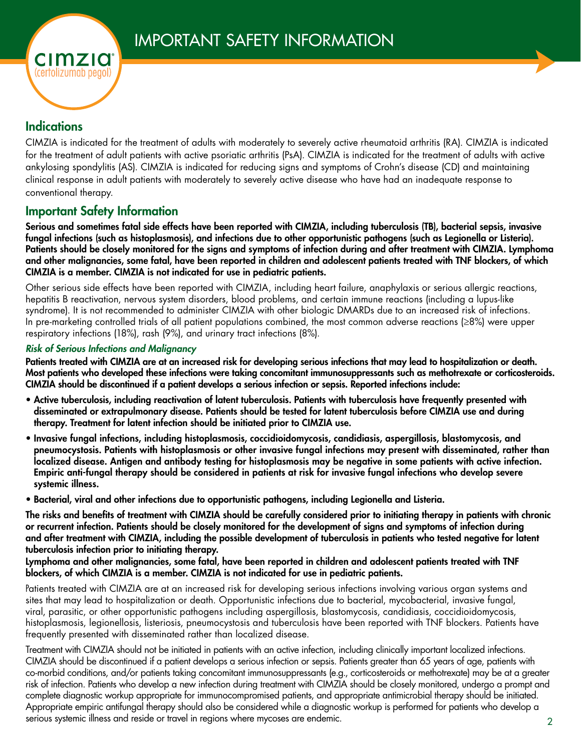# IMPORTANT SAFETY INFORMATION

## Indications

CIMZIA is indicated for the treatment of adults with moderately to severely active rheumatoid arthritis (RA). CIMZIA is indicated for the treatment of adult patients with active psoriatic arthritis (PsA). CIMZIA is indicated for the treatment of adults with active ankylosing spondylitis (AS). CIMZIA is indicated for reducing signs and symptoms of Crohn's disease (CD) and maintaining clinical response in adult patients with moderately to severely active disease who have had an inadequate response to conventional therapy.

## Important Safety Information

**Serious and sometimes fatal side effects have been reported with CIMZIA, including tuberculosis (TB), bacterial sepsis, invasive fungal infections (such as histoplasmosis), and infections due to other opportunistic pathogens (such as Legionella or Listeria). Patients should be closely monitored for the signs and symptoms of infection during and after treatment with CIMZIA. Lymphoma and other malignancies, some fatal, have been reported in children and adolescent patients treated with TNF blockers, of which CIMZIA is a member. CIMZIA is not indicated for use in pediatric patients.**

Other serious side effects have been reported with CIMZIA, including heart failure, anaphylaxis or serious allergic reactions, hepatitis B reactivation, nervous system disorders, blood problems, and certain immune reactions (including a lupus-like syndrome). It is not recommended to administer CIMZIA with other biologic DMARDs due to an increased risk of infections. In pre-marketing controlled trials of all patient populations combined, the most common adverse reactions (≥8%) were upper respiratory infections (18%), rash (9%), and urinary tract infections (8%).

### *Risk of Serious Infections and Malignancy*

**Patients treated with CIMZIA are at an increased risk for developing serious infections that may lead to hospitalization or death. Most patients who developed these infections were taking concomitant immunosuppressants such as methotrexate or corticosteroids. CIMZIA should be discontinued if a patient develops a serious infection or sepsis. Reported infections include:**

- **Active tuberculosis, including reactivation of latent tuberculosis. Patients with tuberculosis have frequently presented with disseminated or extrapulmonary disease. Patients should be tested for latent tuberculosis before CIMZIA use and during therapy. Treatment for latent infection should be initiated prior to CIMZIA use.**
- **Invasive fungal infections, including histoplasmosis, coccidioidomycosis, candidiasis, aspergillosis, blastomycosis, and pneumocystosis. Patients with histoplasmosis or other invasive fungal infections may present with disseminated, rather than localized disease. Antigen and antibody testing for histoplasmosis may be negative in some patients with active infection. Empiric anti-fungal therapy should be considered in patients at risk for invasive fungal infections who develop severe systemic illness.**
- **Bacterial, viral and other infections due to opportunistic pathogens, including Legionella and Listeria.**

**The risks and benefits of treatment with CIMZIA should be carefully considered prior to initiating therapy in patients with chronic or recurrent infection. Patients should be closely monitored for the development of signs and symptoms of infection during and after treatment with CIMZIA, including the possible development of tuberculosis in patients who tested negative for latent tuberculosis infection prior to initiating therapy.**

**Lymphoma and other malignancies, some fatal, have been reported in children and adolescent patients treated with TNF blockers, of which CIMZIA is a member. CIMZIA is not indicated for use in pediatric patients.**

Patients treated with CIMZIA are at an increased risk for developing serious infections involving various organ systems and sites that may lead to hospitalization or death. Opportunistic infections due to bacterial, mycobacterial, invasive fungal, viral, parasitic, or other opportunistic pathogens including aspergillosis, blastomycosis, candidiasis, coccidioidomycosis, histoplasmosis, legionellosis, listeriosis, pneumocystosis and tuberculosis have been reported with TNF blockers. Patients have frequently presented with disseminated rather than localized disease.

Treatment with CIMZIA should not be initiated in patients with an active infection, including clinically important localized infections. CIMZIA should be discontinued if a patient develops a serious infection or sepsis. Patients greater than 65 years of age, patients with co-morbid conditions, and/or patients taking concomitant immunosuppressants (e.g., corticosteroids or methotrexate) may be at a greater risk of infection. Patients who develop a new infection during treatment with CIMZIA should be closely monitored, undergo a prompt and complete diagnostic workup appropriate for immunocompromised patients, and appropriate antimicrobial therapy should be initiated. Appropriate empiric antifungal therapy should also be considered while a diagnostic workup is performed for patients who develop a serious systemic illness and reside or travel in regions where mycoses are endemic.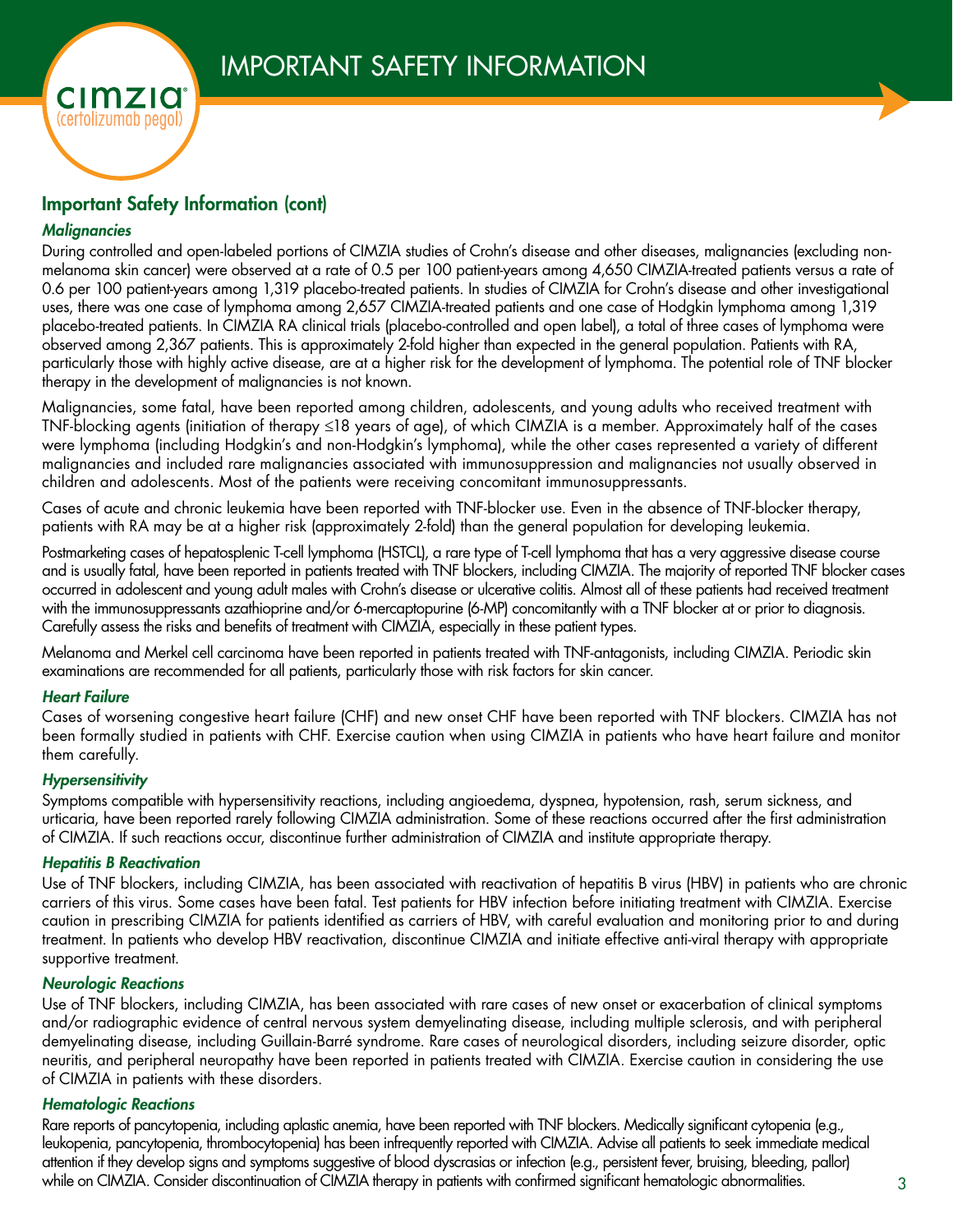# IMPORTANT SAFETY INFORMATION

## Important Safety Information (cont)

### *Malignancies*

During controlled and open-labeled portions of CIMZIA studies of Crohn's disease and other diseases, malignancies (excluding non-melanoma skin cancer) were observed at a rate of 0.5 per 100 patient-years among 4,650 CIMZIA-treated patients versus a rate of 0.6 per 100 patient-years among 1,319 placebo-treated patients. In studies of CIMZIA for Crohn's disease and other investigational uses, there was one case of lymphoma among 2,657 CIMZIA-treated patients and one case of Hodgkin lymphoma among 1,319 placebo-treated patients. In CIMZIA RA clinical trials (placebo-controlled and open label), a total of three cases of lymphoma were observed among 2,367 patients. This is approximately 2-fold higher than expected in the general population. Patients with RA, particularly those with highly active disease, are at a higher risk for the development of lymphoma. The potential role of TNF blocker therapy in the development of malignancies is not known.

Malignancies, some fatal, have been reported among children, adolescents, and young adults who received treatment with TNF-blocking agents (initiation of therapy ≤18 years of age), of which CIMZIA is a member. Approximately half of the cases were lymphoma (including Hodgkin's and non-Hodgkin's lymphoma), while the other cases represented a variety of different malignancies and included rare malignancies associated with immunosuppression and malignancies not usually observed in children and adolescents. Most of the patients were receiving concomitant immunosuppressants.

Cases of acute and chronic leukemia have been reported with TNF-blocker use. Even in the absence of TNF-blocker therapy, patients with RA may be at a higher risk (approximately 2-fold) than the general population for developing leukemia.

Postmarketing cases of hepatosplenic T-cell lymphoma (HSTCL), a rare type of T-cell lymphoma that has a very aggressive disease course and is usually fatal, have been reported in patients treated with TNF blockers, including CIMZIA. The majority of reported TNF blocker cases occurred in adolescent and young adult males with Crohn's disease or ulcerative colitis. Almost all of these patients had received treatment with the immunosuppressants azathioprine and/or 6-mercaptopurine (6-MP) concomitantly with a TNF blocker at or prior to diagnosis. Carefully assess the risks and benefits of treatment with CIMZIA, especially in these patient types.

Melanoma and Merkel cell carcinoma have been reported in patients treated with TNF-antagonists, including CIMZIA. Periodic skin examinations are recommended for all patients, particularly those with risk factors for skin cancer.

### *Heart Failure*

Cases of worsening congestive heart failure (CHF) and new onset CHF have been reported with TNF blockers. CIMZIA has not been formally studied in patients with CHF. Exercise caution when using CIMZIA in patients who have heart failure and monitor them carefully.

### *Hypersensitivity*

Symptoms compatible with hypersensitivity reactions, including angioedema, dyspnea, hypotension, rash, serum sickness, and urticaria, have been reported rarely following CIMZIA administration. Some of these reactions occurred after the first administration of CIMZIA. If such reactions occur, discontinue further administration of CIMZIA and institute appropriate therapy.

### *Hepatitis B Reactivation*

Use of TNF blockers, including CIMZIA, has been associated with reactivation of hepatitis B virus (HBV) in patients who are chronic carriers of this virus. Some cases have been fatal. Test patients for HBV infection before initiating treatment with CIMZIA. Exercise caution in prescribing CIMZIA for patients identified as carriers of HBV, with careful evaluation and monitoring prior to and during treatment. In patients who develop HBV reactivation, discontinue CIMZIA and initiate effective anti-viral therapy with appropriate supportive treatment.

### *Neurologic Reactions*

Use of TNF blockers, including CIMZIA, has been associated with rare cases of new onset or exacerbation of clinical symptoms and/or radiographic evidence of central nervous system demyelinating disease, including multiple sclerosis, and with peripheral demyelinating disease, including Guillain-Barré syndrome. Rare cases of neurological disorders, including seizure disorder, optic neuritis, and peripheral neuropathy have been reported in patients treated with CIMZIA. Exercise caution in considering the use of CIMZIA in patients with these disorders.

### *Hematologic Reactions*

Rare reports of pancytopenia, including aplastic anemia, have been reported with TNF blockers. Medically significant cytopenia (e.g., leukopenia, pancytopenia, thrombocytopenia) has been infrequently reported with CIMZIA. Advise all patients to seek immediate medical attention if they develop signs and symptoms suggestive of blood dyscrasias or infection (e.g., persistent fever, bruising, bleeding, pallor) while on CIMZIA. Consider discontinuation of CIMZIA therapy in patients with confirmed significant hematologic abnormalities.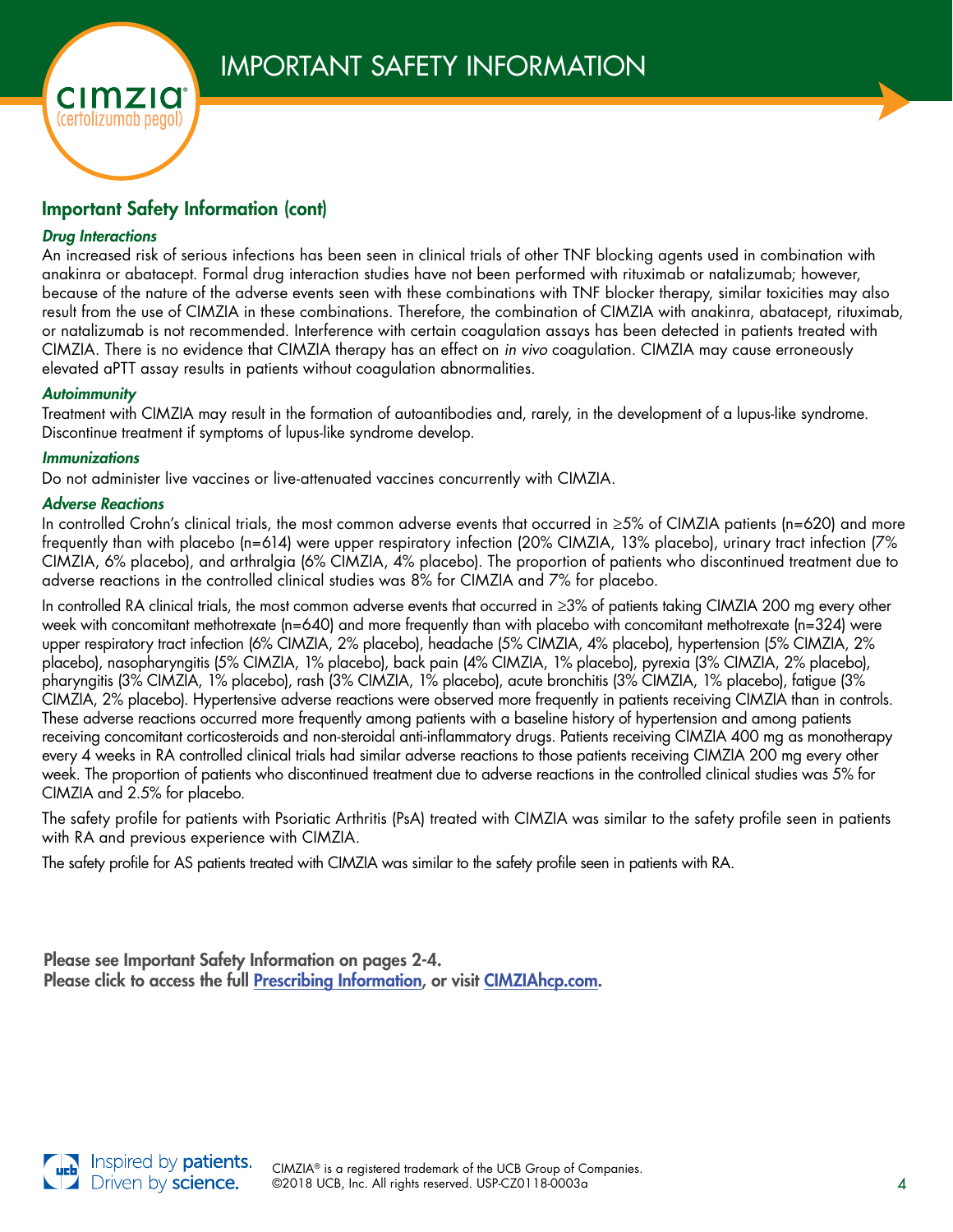# IMPORTANT SAFETY INFORMATION

## Important Safety Information (cont)

***Drug Interactions***

An increased risk of serious infections has been seen in clinical trials of other TNF blocking agents used in combination with anakinra or abatacept. Formal drug interaction studies have not been performed with rituximab or natalizumab; however, because of the nature of the adverse events seen with these combinations with TNF blocker therapy, similar toxicities may also result from the use of CIMZIA in these combinations. Therefore, the combination of CIMZIA with anakinra, abatacept, rituximab, or natalizumab is not recommended. Interference with certain coagulation assays has been detected in patients treated with CIMZIA. There is no evidence that CIMZIA therapy has an effect on *in vivo* coagulation. CIMZIA may cause erroneously elevated aPTT assay results in patients without coagulation abnormalities.

***Autoimmunity***

Treatment with CIMZIA may result in the formation of autoantibodies and, rarely, in the development of a lupus-like syndrome. Discontinue treatment if symptoms of lupus-like syndrome develop.

***Immunizations***

Do not administer live vaccines or live-attenuated vaccines concurrently with CIMZIA.

***Adverse Reactions***

In controlled Crohn's clinical trials, the most common adverse events that occurred in ≥5% of CIMZIA patients (n=620) and more frequently than with placebo (n=614) were upper respiratory infection (20% CIMZIA, 13% placebo), urinary tract infection (7% CIMZIA, 6% placebo), and arthralgia (6% CIMZIA, 4% placebo). The proportion of patients who discontinued treatment due to adverse reactions in the controlled clinical studies was 8% for CIMZIA and 7% for placebo.

In controlled RA clinical trials, the most common adverse events that occurred in ≥3% of patients taking CIMZIA 200 mg every other week with concomitant methotrexate (n=640) and more frequently than with placebo with concomitant methotrexate (n=324) were upper respiratory tract infection (6% CIMZIA, 2% placebo), headache (5% CIMZIA, 4% placebo), hypertension (5% CIMZIA, 2% placebo), nasopharyngitis (5% CIMZIA, 1% placebo), back pain (4% CIMZIA, 1% placebo), pyrexia (3% CIMZIA, 2% placebo), pharyngitis (3% CIMZIA, 1% placebo), rash (3% CIMZIA, 1% placebo), acute bronchitis (3% CIMZIA, 1% placebo), fatigue (3% CIMZIA, 2% placebo). Hypertensive adverse reactions were observed more frequently in patients receiving CIMZIA than in controls. These adverse reactions occurred more frequently among patients with a baseline history of hypertension and among patients receiving concomitant corticosteroids and non-steroidal anti-inflammatory drugs. Patients receiving CIMZIA 400 mg as monotherapy every 4 weeks in RA controlled clinical trials had similar adverse reactions to those patients receiving CIMZIA 200 mg every other week. The proportion of patients who discontinued treatment due to adverse reactions in the controlled clinical studies was 5% for CIMZIA and 2.5% for placebo.

The safety profile for patients with Psoriatic Arthritis (PsA) treated with CIMZIA was similar to the safety profile seen in patients with RA and previous experience with CIMZIA.

The safety profile for AS patients treated with CIMZIA was similar to the safety profile seen in patients with RA.

**Please see Important Safety Information on pages 2-4.**
**Please click to access the full Prescribing Information, or visit CIMZIAhcp.com.**

Inspired by **patients.** Driven by **science.**

CIMZIA® is a registered trademark of the UCB Group of Companies.
©2018 UCB, Inc. All rights reserved. USP-CZ0118-0003a